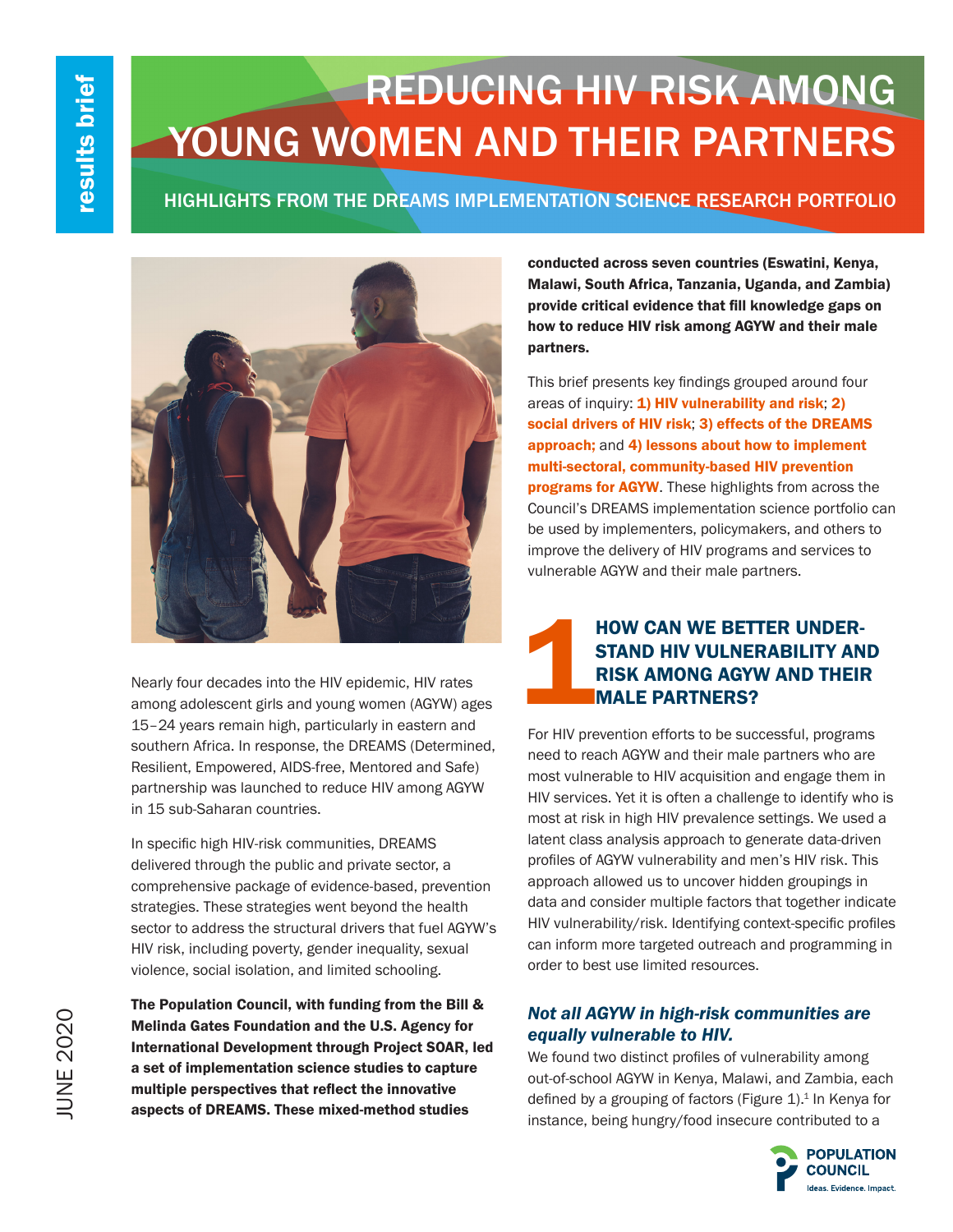results brief

# REDUCING HIV RISK AMONG YOUNG WOMEN AND THEIR PARTNERS

## HIGHLIGHTS FROM THE DREAMS IMPLEMENTATION SCIENCE RESEARCH PORTFOLIO

JUNE 2020

Nearly four decades into the HIV epidemic, HIV rates among adolescent girls and young women (AGYW) ages 15–24 years remain high, particularly in eastern and southern Africa. In response, the DREAMS (Determined, Resilient, Empowered, AIDS-free, Mentored and Safe) partnership was launched to reduce HIV among AGYW in 15 sub-Saharan countries.

In specific high HIV-risk communities, DREAMS delivered through the public and private sector, a comprehensive package of evidence-based, prevention strategies. These strategies went beyond the health sector to address the structural drivers that fuel AGYW's HIV risk, including poverty, gender inequality, sexual violence, social isolation, and limited schooling.

**The Population Council, with funding from the Bill & Melinda Gates Foundation and the U.S. Agency for International Development through Project SOAR, led a set of implementation science studies to capture multiple perspectives that reflect the innovative aspects of DREAMS. These mixed-method studies conducted across seven countries (Eswatini, Kenya, Malawi, South Africa, Tanzania, Uganda, and Zambia) provide critical evidence that fill knowledge gaps on how to reduce HIV risk among AGYW and their male partners.**

This brief presents key findings grouped around four areas of inquiry: **1) HIV vulnerability and risk**; **2) social drivers of HIV risk**; **3) effects of the DREAMS approach;** and **4) lessons about how to implement multi-sectoral, community-based HIV prevention programs for AGYW**. These highlights from across the Council's DREAMS implementation science portfolio can be used by implementers, policymakers, and others to improve the delivery of HIV programs and services to vulnerable AGYW and their male partners.

## 1 HOW CAN WE BETTER UNDERSTAND HIV VULNERABILITY AND RISK AMONG AGYW AND THEIR MALE PARTNERS?

For HIV prevention efforts to be successful, programs need to reach AGYW and their male partners who are most vulnerable to HIV acquisition and engage them in HIV services. Yet it is often a challenge to identify who is most at risk in high HIV prevalence settings. We used a latent class analysis approach to generate data-driven profiles of AGYW vulnerability and men's HIV risk. This approach allowed us to uncover hidden groupings in data and consider multiple factors that together indicate HIV vulnerability/risk. Identifying context-specific profiles can inform more targeted outreach and programming in order to best use limited resources.

### *Not all AGYW in high-risk communities are equally vulnerable to HIV.*

We found two distinct profiles of vulnerability among out-of-school AGYW in Kenya, Malawi, and Zambia, each defined by a grouping of factors (Figure 1).[1] In Kenya for instance, being hungry/food insecure contributed to a

POPULATION COUNCIL
Ideas. Evidence. Impact.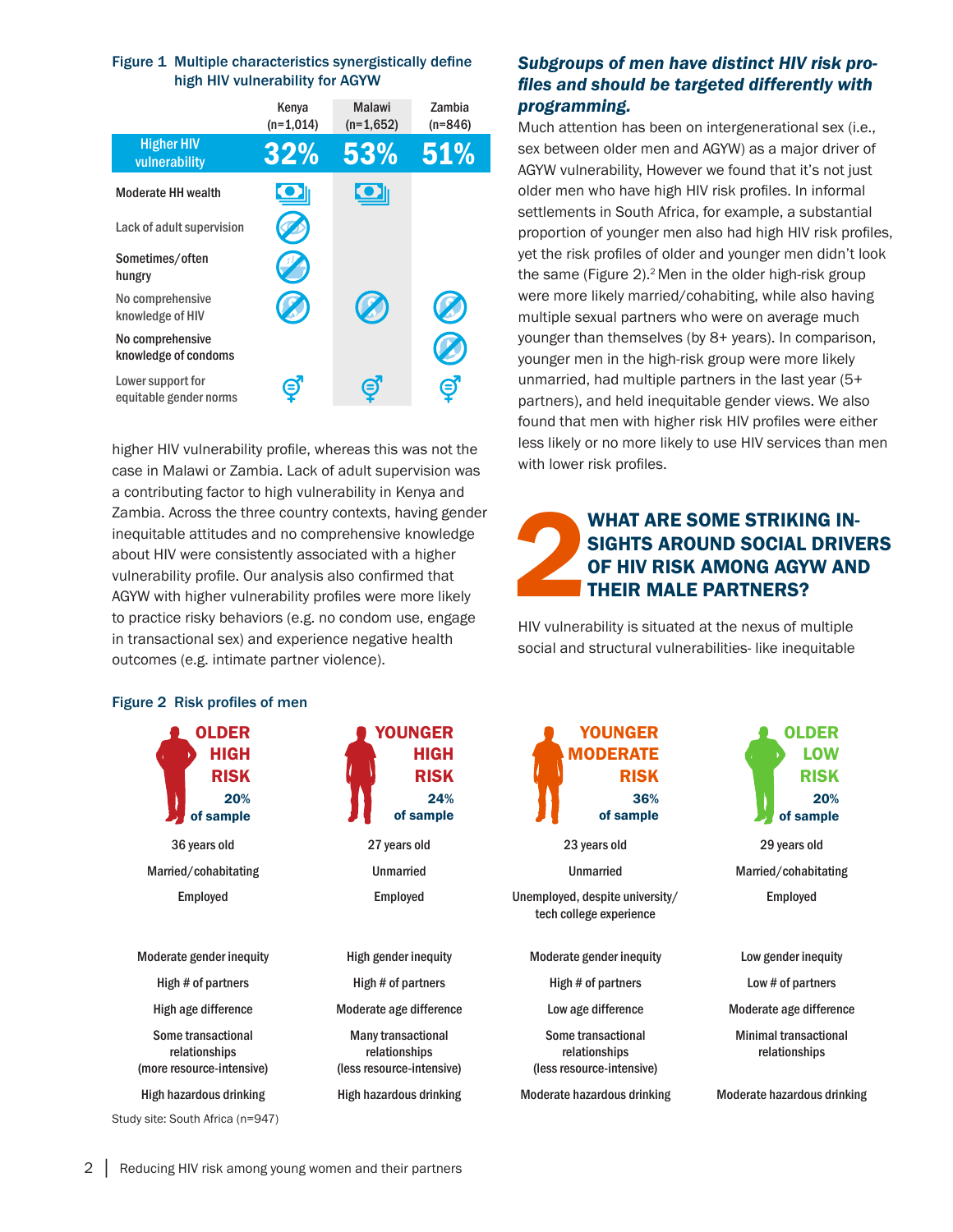**Figure 1 Multiple characteristics synergistically define high HIV vulnerability for AGYW**

| | Kenya (n=1,014) | Malawi (n=1,652) | Zambia (n=846) |
|---|---|---|---|
| Higher HIV vulnerability | 32% | 53% | 51% |
| Moderate HH wealth | ✓ | ✓ | |
| Lack of adult supervision | ✓ | | |
| Sometimes/often hungry | ✓ | | |
| No comprehensive knowledge of HIV | ✓ | ✓ | ✓ |
| No comprehensive knowledge of condoms | | | ✓ |
| Lower support for equitable gender norms | ✓ | ✓ | ✓ |

higher HIV vulnerability profile, whereas this was not the case in Malawi or Zambia. Lack of adult supervision was a contributing factor to high vulnerability in Kenya and Zambia. Across the three country contexts, having gender inequitable attitudes and no comprehensive knowledge about HIV were consistently associated with a higher vulnerability profile. Our analysis also confirmed that AGYW with higher vulnerability profiles were more likely to practice risky behaviors (e.g. no condom use, engage in transactional sex) and experience negative health outcomes (e.g. intimate partner violence).

### *Subgroups of men have distinct HIV risk profiles and should be targeted differently with programming.*

Much attention has been on intergenerational sex (i.e., sex between older men and AGYW) as a major driver of AGYW vulnerability, However we found that it's not just older men who have high HIV risk profiles. In informal settlements in South Africa, for example, a substantial proportion of younger men also had high HIV risk profiles, yet the risk profiles of older and younger men didn't look the same (Figure 2).[2] Men in the older high-risk group were more likely married/cohabiting, while also having multiple sexual partners who were on average much younger than themselves (by 8+ years). In comparison, younger men in the high-risk group were more likely unmarried, had multiple partners in the last year (5+ partners), and held inequitable gender views. We also found that men with higher risk HIV profiles were either less likely or no more likely to use HIV services than men with lower risk profiles.

## 2 WHAT ARE SOME STRIKING INSIGHTS AROUND SOCIAL DRIVERS OF HIV RISK AMONG AGYW AND THEIR MALE PARTNERS?

HIV vulnerability is situated at the nexus of multiple social and structural vulnerabilities- like inequitable

**Figure 2 Risk profiles of men**

| OLDER HIGH RISK (20% of sample) | YOUNGER HIGH RISK (24% of sample) | YOUNGER MODERATE RISK (36% of sample) | OLDER LOW RISK (20% of sample) |
|---|---|---|---|
| 36 years old | 27 years old | 23 years old | 29 years old |
| Married/cohabitating | Unmarried | Unmarried | Married/cohabitating |
| Employed | Employed | Unemployed, despite university/tech college experience | Employed |
| Moderate gender inequity | High gender inequity | Moderate gender inequity | Low gender inequity |
| High # of partners | High # of partners | High # of partners | Low # of partners |
| High age difference | Moderate age difference | Low age difference | Moderate age difference |
| Some transactional relationships (more resource-intensive) | Many transactional relationships (less resource-intensive) | Some transactional relationships (less resource-intensive) | Minimal transactional relationships |
| High hazardous drinking | High hazardous drinking | Moderate hazardous drinking | Moderate hazardous drinking |

Study site: South Africa (n=947)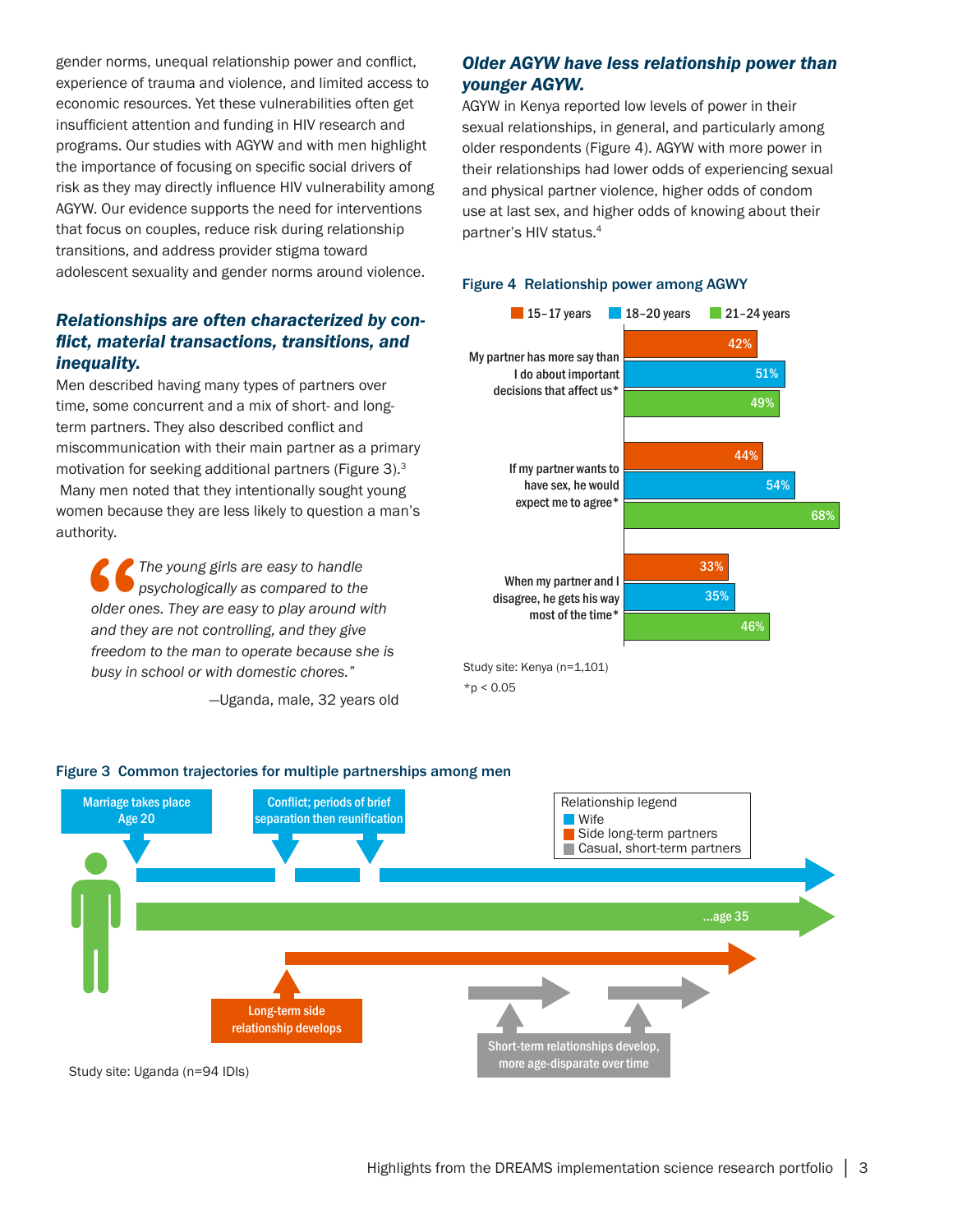gender norms, unequal relationship power and conflict, experience of trauma and violence, and limited access to economic resources. Yet these vulnerabilities often get insufficient attention and funding in HIV research and programs. Our studies with AGYW and with men highlight the importance of focusing on specific social drivers of risk as they may directly influence HIV vulnerability among AGYW. Our evidence supports the need for interventions that focus on couples, reduce risk during relationship transitions, and address provider stigma toward adolescent sexuality and gender norms around violence.

### *Relationships are often characterized by conflict, material transactions, transitions, and inequality.*

Men described having many types of partners over time, some concurrent and a mix of short- and long-term partners. They also described conflict and miscommunication with their main partner as a primary motivation for seeking additional partners (Figure 3).[3] Many men noted that they intentionally sought young women because they are less likely to question a man's authority.

> *The young girls are easy to handle psychologically as compared to the older ones. They are easy to play around with and they are not controlling, and they give freedom to the man to operate because she is busy in school or with domestic chores."*
>
> —Uganda, male, 32 years old

### *Older AGYW have less relationship power than younger AGYW.*

AGYW in Kenya reported low levels of power in their sexual relationships, in general, and particularly among older respondents (Figure 4). AGYW with more power in their relationships had lower odds of experiencing sexual and physical partner violence, higher odds of condom use at last sex, and higher odds of knowing about their partner's HIV status.[4]

**Figure 4 Relationship power among AGWY**

| | 15–17 years | 18–20 years | 21–24 years |
|---|---|---|---|
| My partner has more say than I do about important decisions that affect us* | 42% | 51% | 49% |
| If my partner wants to have sex, he would expect me to agree* | 44% | 54% | 68% |
| When my partner and I disagree, he gets his way most of the time* | 33% | 35% | 46% |

Study site: Kenya (n=1,101)

*$p < 0.05$

**Figure 3 Common trajectories for multiple partnerships among men**

Relationship legend: Wife; Side long-term partners; Casual, short-term partners

Marriage takes place Age 20 — Conflict; periods of brief separation then reunification — ...age 35 — Long-term side relationship develops — Short-term relationships develop, more age-disparate over time

Study site: Uganda (n=94 IDIs)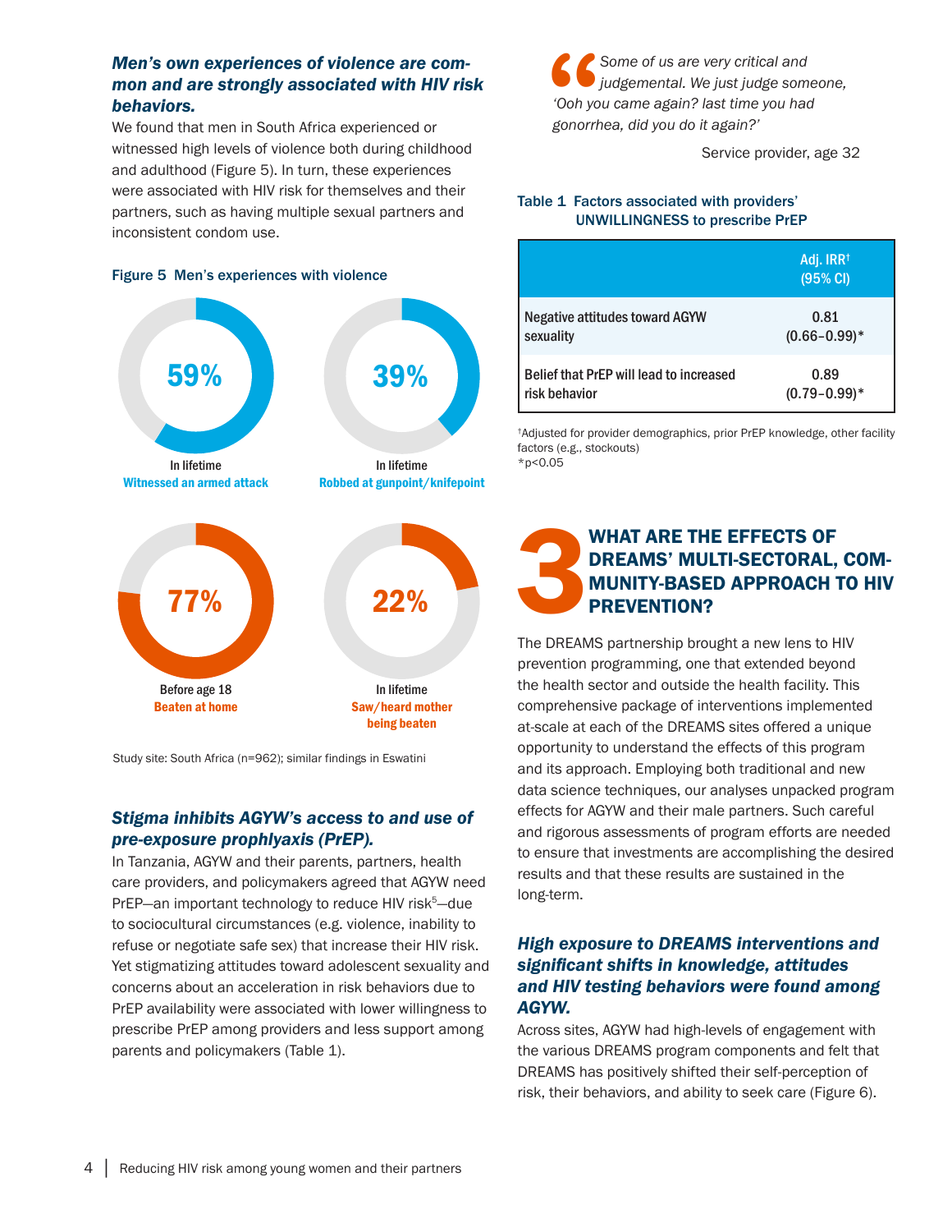### *Men's own experiences of violence are common and are strongly associated with HIV risk behaviors.*

We found that men in South Africa experienced or witnessed high levels of violence both during childhood and adulthood (Figure 5). In turn, these experiences were associated with HIV risk for themselves and their partners, such as having multiple sexual partners and inconsistent condom use.

**Figure 5 Men's experiences with violence**

- **59%** — In lifetime: Witnessed an armed attack
- **39%** — In lifetime: Robbed at gunpoint/knifepoint
- **77%** — Before age 18: Beaten at home
- **22%** — In lifetime: Saw/heard mother being beaten

Study site: South Africa (n=962); similar findings in Eswatini

### *Stigma inhibits AGYW's access to and use of pre-exposure prophlyaxis (PrEP).*

In Tanzania, AGYW and their parents, partners, health care providers, and policymakers agreed that AGYW need PrEP—an important technology to reduce HIV risk[5]—due to sociocultural circumstances (e.g. violence, inability to refuse or negotiate safe sex) that increase their HIV risk. Yet stigmatizing attitudes toward adolescent sexuality and concerns about an acceleration in risk behaviors due to PrEP availability were associated with lower willingness to prescribe PrEP among providers and less support among parents and policymakers (Table 1).

> *Some of us are very critical and judgemental. We just judge someone, 'Ooh you came again? last time you had gonorrhea, did you do it again?'*
>
> Service provider, age 32

**Table 1 Factors associated with providers' UNWILLINGNESS to prescribe PrEP**

| | Adj. IRR[†] (95% CI) |
|---|---|
| Negative attitudes toward AGYW sexuality | 0.81 (0.66–0.99)* |
| Belief that PrEP will lead to increased risk behavior | 0.89 (0.79–0.99)* |

[†]Adjusted for provider demographics, prior PrEP knowledge, other facility factors (e.g., stockouts)
*p<0.05

## 3 WHAT ARE THE EFFECTS OF DREAMS' MULTI-SECTORAL, COMMUNITY-BASED APPROACH TO HIV PREVENTION?

The DREAMS partnership brought a new lens to HIV prevention programming, one that extended beyond the health sector and outside the health facility. This comprehensive package of interventions implemented at-scale at each of the DREAMS sites offered a unique opportunity to understand the effects of this program and its approach. Employing both traditional and new data science techniques, our analyses unpacked program effects for AGYW and their male partners. Such careful and rigorous assessments of program efforts are needed to ensure that investments are accomplishing the desired results and that these results are sustained in the long-term.

### *High exposure to DREAMS interventions and significant shifts in knowledge, attitudes and HIV testing behaviors were found among AGYW.*

Across sites, AGYW had high-levels of engagement with the various DREAMS program components and felt that DREAMS has positively shifted their self-perception of risk, their behaviors, and ability to seek care (Figure 6).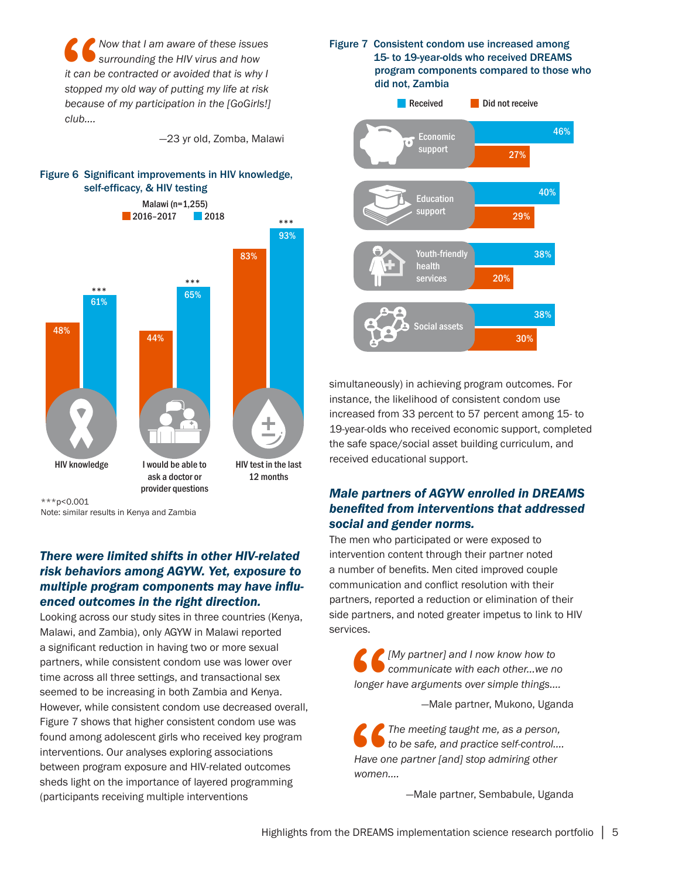> *Now that I am aware of these issues surrounding the HIV virus and how it can be contracted or avoided that is why I stopped my old way of putting my life at risk because of my participation in the [GoGirls!] club....*
>
> —23 yr old, Zomba, Malawi

**Figure 6 Significant improvements in HIV knowledge, self-efficacy, & HIV testing**

Malawi (n=1,255)

| | 2016–2017 | 2018 |
|---|---|---|
| HIV knowledge | 48% | 61%*** |
| I would be able to ask a doctor or provider questions | 44% | 65%*** |
| HIV test in the last 12 months | 83% | 93%*** |

***p<0.001

Note: similar results in Kenya and Zambia

### *There were limited shifts in other HIV-related risk behaviors among AGYW. Yet, exposure to multiple program components may have influenced outcomes in the right direction.*

Looking across our study sites in three countries (Kenya, Malawi, and Zambia), only AGYW in Malawi reported a significant reduction in having two or more sexual partners, while consistent condom use was lower over time across all three settings, and transactional sex seemed to be increasing in both Zambia and Kenya. However, while consistent condom use decreased overall, Figure 7 shows that higher consistent condom use was found among adolescent girls who received key program interventions. Our analyses exploring associations between program exposure and HIV-related outcomes sheds light on the importance of layered programming (participants receiving multiple interventions

**Figure 7 Consistent condom use increased among 15- to 19-year-olds who received DREAMS program components compared to those who did not, Zambia**

| | Received | Did not receive |
|---|---|---|
| Economic support | 46% | 27% |
| Education support | 40% | 29% |
| Youth-friendly health services | 38% | 20% |
| Social assets | 38% | 30% |

simultaneously) in achieving program outcomes. For instance, the likelihood of consistent condom use increased from 33 percent to 57 percent among 15- to 19-year-olds who received economic support, completed the safe space/social asset building curriculum, and received educational support.

### *Male partners of AGYW enrolled in DREAMS benefited from interventions that addressed social and gender norms.*

The men who participated or were exposed to intervention content through their partner noted a number of benefits. Men cited improved couple communication and conflict resolution with their partners, reported a reduction or elimination of their side partners, and noted greater impetus to link to HIV services.

> *[My partner] and I now know how to communicate with each other...we no longer have arguments over simple things....*
>
> —Male partner, Mukono, Uganda

> *The meeting taught me, as a person, to be safe, and practice self-control.... Have one partner [and] stop admiring other women....*
>
> —Male partner, Sembabule, Uganda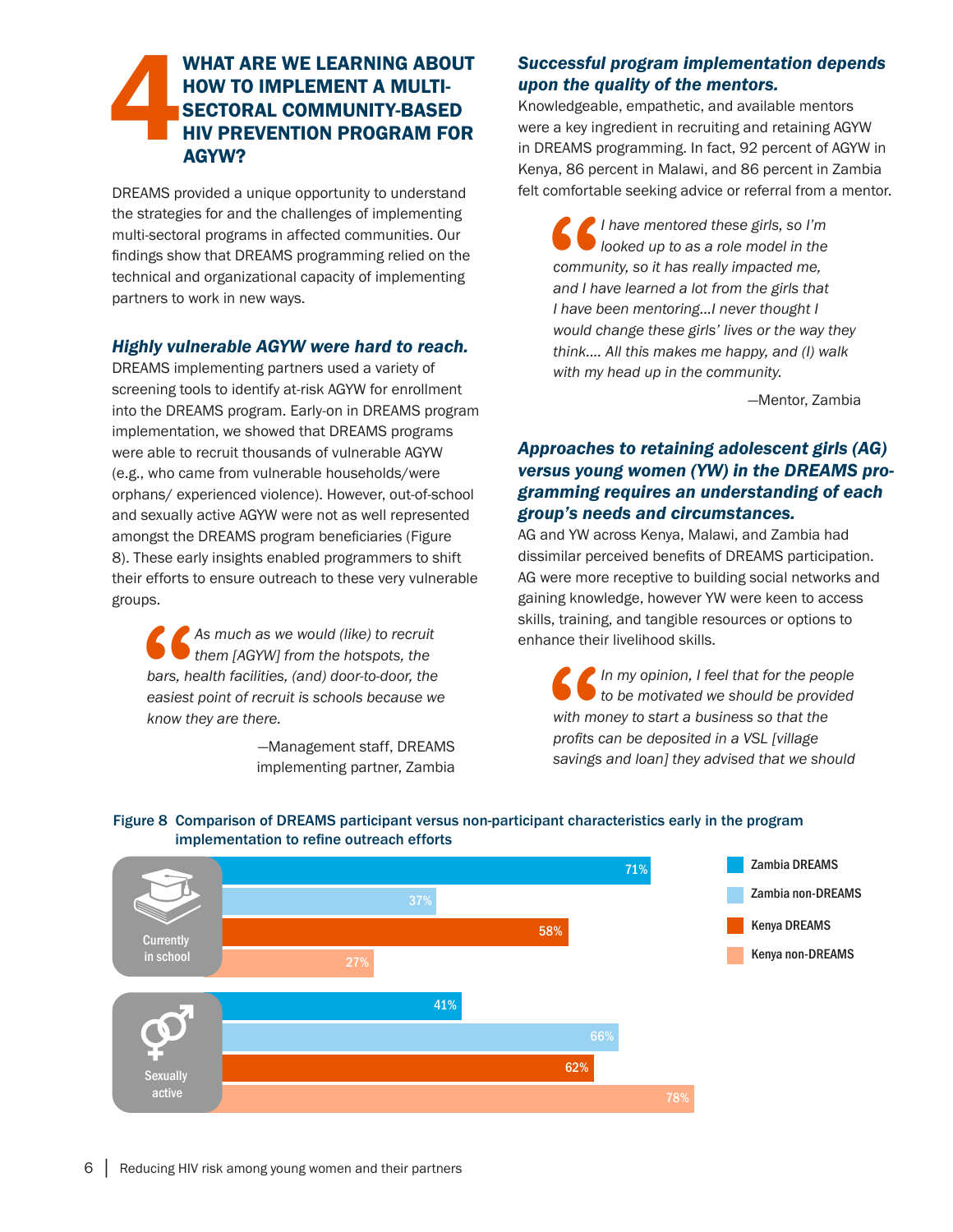# 4 WHAT ARE WE LEARNING ABOUT HOW TO IMPLEMENT A MULTI-SECTORAL COMMUNITY-BASED HIV PREVENTION PROGRAM FOR AGYW?

DREAMS provided a unique opportunity to understand the strategies for and the challenges of implementing multi-sectoral programs in affected communities. Our findings show that DREAMS programming relied on the technical and organizational capacity of implementing partners to work in new ways.

### *Highly vulnerable AGYW were hard to reach.*

DREAMS implementing partners used a variety of screening tools to identify at-risk AGYW for enrollment into the DREAMS program. Early-on in DREAMS program implementation, we showed that DREAMS programs were able to recruit thousands of vulnerable AGYW (e.g., who came from vulnerable households/were orphans/ experienced violence). However, out-of-school and sexually active AGYW were not as well represented amongst the DREAMS program beneficiaries (Figure 8). These early insights enabled programmers to shift their efforts to ensure outreach to these very vulnerable groups.

> *As much as we would (like) to recruit them [AGYW] from the hotspots, the bars, health facilities, (and) door-to-door, the easiest point of recruit is schools because we know they are there.*
>
> —Management staff, DREAMS implementing partner, Zambia

### *Successful program implementation depends upon the quality of the mentors.*

Knowledgeable, empathetic, and available mentors were a key ingredient in recruiting and retaining AGYW in DREAMS programming. In fact, 92 percent of AGYW in Kenya, 86 percent in Malawi, and 86 percent in Zambia felt comfortable seeking advice or referral from a mentor.

> *I have mentored these girls, so I'm looked up to as a role model in the community, so it has really impacted me, and I have learned a lot from the girls that I have been mentoring…I never thought I would change these girls' lives or the way they think…. All this makes me happy, and (I) walk with my head up in the community.*
>
> —Mentor, Zambia

### *Approaches to retaining adolescent girls (AG) versus young women (YW) in the DREAMS programming requires an understanding of each group's needs and circumstances.*

AG and YW across Kenya, Malawi, and Zambia had dissimilar perceived benefits of DREAMS participation. AG were more receptive to building social networks and gaining knowledge, however YW were keen to access skills, training, and tangible resources or options to enhance their livelihood skills.

> *In my opinion, I feel that for the people to be motivated we should be provided with money to start a business so that the profits can be deposited in a VSL [village savings and loan] they advised that we should*

**Figure 8 Comparison of DREAMS participant versus non-participant characteristics early in the program implementation to refine outreach efforts**

| | Zambia DREAMS | Zambia non-DREAMS | Kenya DREAMS | Kenya non-DREAMS |
|---|---|---|---|---|
| Currently in school | 71% | 37% | 58% | 27% |
| Sexually active | 41% | 66% | 62% | 78% |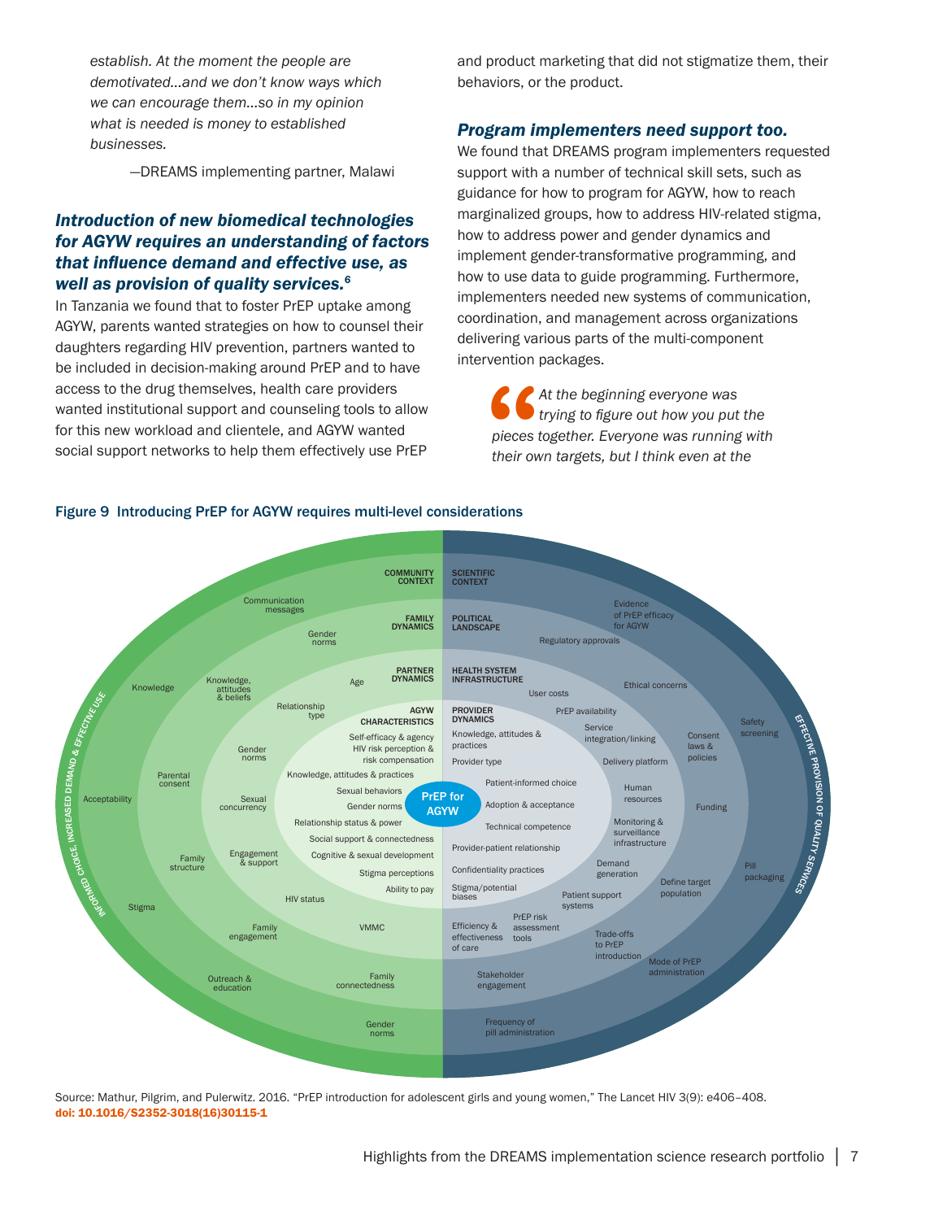*establish. At the moment the people are demotivated…and we don't know ways which we can encourage them…so in my opinion what is needed is money to established businesses.*

—DREAMS implementing partner, Malawi

### *Introduction of new biomedical technologies for AGYW requires an understanding of factors that influence demand and effective use, as well as provision of quality services.*[6]

In Tanzania we found that to foster PrEP uptake among AGYW, parents wanted strategies on how to counsel their daughters regarding HIV prevention, partners wanted to be included in decision-making around PrEP and to have access to the drug themselves, health care providers wanted institutional support and counseling tools to allow for this new workload and clientele, and AGYW wanted social support networks to help them effectively use PrEP and product marketing that did not stigmatize them, their behaviors, or the product.

### *Program implementers need support too.*

We found that DREAMS program implementers requested support with a number of technical skill sets, such as guidance for how to program for AGYW, how to reach marginalized groups, how to address HIV-related stigma, how to address power and gender dynamics and implement gender-transformative programming, and how to use data to guide programming. Furthermore, implementers needed new systems of communication, coordination, and management across organizations delivering various parts of the multi-component intervention packages.

> *At the beginning everyone was trying to figure out how you put the pieces together. Everyone was running with their own targets, but I think even at the*

**Figure 9 Introducing PrEP for AGYW requires multi-level considerations**

Source: Mathur, Pilgrim, and Pulerwitz. 2016. "PrEP introduction for adolescent girls and young women," The Lancet HIV 3(9): e406–408. doi: 10.1016/S2352-3018(16)30115-1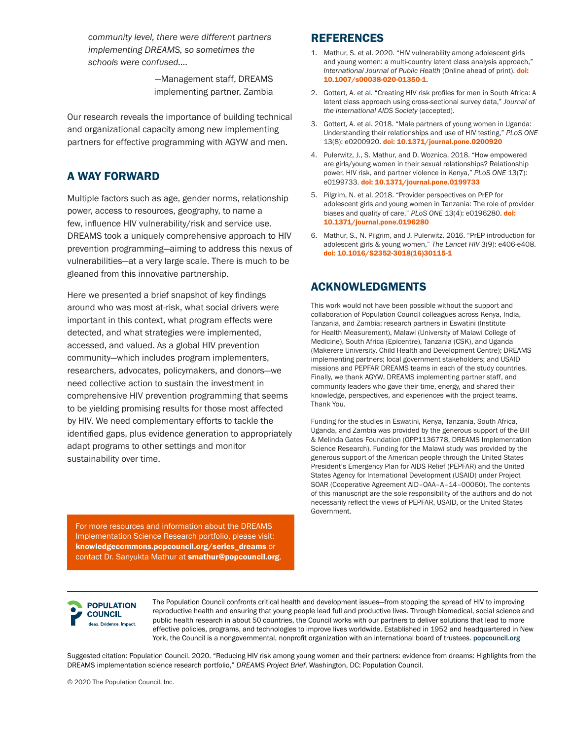*community level, there were different partners implementing DREAMS, so sometimes the schools were confused....*

—Management staff, DREAMS implementing partner, Zambia

Our research reveals the importance of building technical and organizational capacity among new implementing partners for effective programming with AGYW and men.

## A WAY FORWARD

Multiple factors such as age, gender norms, relationship power, access to resources, geography, to name a few, influence HIV vulnerability/risk and service use. DREAMS took a uniquely comprehensive approach to HIV prevention programming—aiming to address this nexus of vulnerabilities—at a very large scale. There is much to be gleaned from this innovative partnership.

Here we presented a brief snapshot of key findings around who was most at-risk, what social drivers were important in this context, what program effects were detected, and what strategies were implemented, accessed, and valued. As a global HIV prevention community—which includes program implementers, researchers, advocates, policymakers, and donors—we need collective action to sustain the investment in comprehensive HIV prevention programming that seems to be yielding promising results for those most affected by HIV. We need complementary efforts to tackle the identified gaps, plus evidence generation to appropriately adapt programs to other settings and monitor sustainability over time.

For more resources and information about the DREAMS Implementation Science Research portfolio, please visit: **knowledgecommons.popcouncil.org/series_dreams** or contact Dr. Sanyukta Mathur at **smathur@popcouncil.org**.

## REFERENCES

1. Mathur, S. et al. 2020. "HIV vulnerability among adolescent girls and young women: a multi-country latent class analysis approach," *International Journal of Public Health* (Online ahead of print). **doi: 10.1007/s00038-020-01350-1**.
2. Gottert, A. et al. "Creating HIV risk profiles for men in South Africa: A latent class approach using cross-sectional survey data," *Journal of the International AIDS Society* (accepted).
3. Gottert, A. et al. 2018. "Male partners of young women in Uganda: Understanding their relationships and use of HIV testing," *PLoS ONE* 13(8): e0200920. **doi: 10.1371/journal.pone.0200920**
4. Pulerwitz, J., S. Mathur, and D. Woznica. 2018. "How empowered are girls/young women in their sexual relationships? Relationship power, HIV risk, and partner violence in Kenya," *PLoS ONE* 13(7): e0199733. **doi: 10.1371/journal.pone.0199733**
5. Pilgrim, N. et al. 2018. "Provider perspectives on PrEP for adolescent girls and young women in Tanzania: The role of provider biases and quality of care," *PLoS ONE* 13(4): e0196280. **doi: 10.1371/journal.pone.0196280**
6. Mathur, S., N. Pilgrim, and J. Pulerwitz. 2016. "PrEP introduction for adolescent girls & young women," *The Lancet HIV* 3(9): e406-e408. **doi: 10.1016/S2352-3018(16)30115-1**

## ACKNOWLEDGMENTS

This work would not have been possible without the support and collaboration of Population Council colleagues across Kenya, India, Tanzania, and Zambia; research partners in Eswatini (Institute for Health Measurement), Malawi (University of Malawi College of Medicine), South Africa (Epicentre), Tanzania (CSK), and Uganda (Makerere University, Child Health and Development Centre); DREAMS implementing partners; local government stakeholders; and USAID missions and PEPFAR DREAMS teams in each of the study countries. Finally, we thank AGYW, DREAMS implementing partner staff, and community leaders who gave their time, energy, and shared their knowledge, perspectives, and experiences with the project teams. Thank You.

Funding for the studies in Eswatini, Kenya, Tanzania, South Africa, Uganda, and Zambia was provided by the generous support of the Bill & Melinda Gates Foundation (OPP1136778, DREAMS Implementation Science Research). Funding for the Malawi study was provided by the generous support of the American people through the United States President's Emergency Plan for AIDS Relief (PEPFAR) and the United States Agency for International Development (USAID) under Project SOAR (Cooperative Agreement AID–OAA–A–14–00060). The contents of this manuscript are the sole responsibility of the authors and do not necessarily reflect the views of PEPFAR, USAID, or the United States Government.

**POPULATION COUNCIL**
Ideas. Evidence. Impact.

The Population Council confronts critical health and development issues—from stopping the spread of HIV to improving reproductive health and ensuring that young people lead full and productive lives. Through biomedical, social science and public health research in about 50 countries, the Council works with our partners to deliver solutions that lead to more effective policies, programs, and technologies to improve lives worldwide. Established in 1952 and headquartered in New York, the Council is a nongovernmental, nonprofit organization with an international board of trustees. **popcouncil.org**

Suggested citation: Population Council. 2020. "Reducing HIV risk among young women and their partners: evidence from dreams: Highlights from the DREAMS implementation science research portfolio," *DREAMS Project Brief*. Washington, DC: Population Council.

© 2020 The Population Council, Inc.